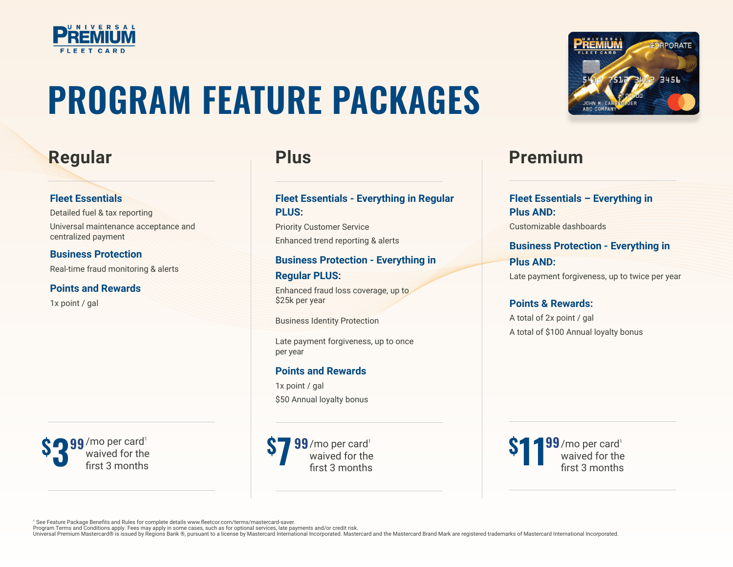UNIVERSAL PREMIUM FLEET CARD

# PROGRAM FEATURE PACKAGES

## Regular

### Fleet Essentials

Detailed fuel & tax reporting

Universal maintenance acceptance and centralized payment

### Business Protection

Real-time fraud monitoring & alerts

### Points and Rewards

1x point / gal

**$3.99** /mo per card[1] waived for the first 3 months

## Plus

### Fleet Essentials - Everything in Regular PLUS:

Priority Customer Service

Enhanced trend reporting & alerts

### Business Protection - Everything in Regular PLUS:

Enhanced fraud loss coverage, up to $25k per year

Business Identity Protection

Late payment forgiveness, up to once per year

### Points and Rewards

1x point / gal

$50 Annual loyalty bonus

**$7.99** /mo per card[1] waived for the first 3 months

## Premium

### Fleet Essentials – Everything in Plus AND:

Customizable dashboards

### Business Protection - Everything in Plus AND:

Late payment forgiveness, up to twice per year

### Points & Rewards:

A total of 2x point / gal

A total of $100 Annual loyalty bonus

**$11.99** /mo per card[1] waived for the first 3 months

[1] See Feature Package Benefits and Rules for complete details www.fleetcor.com/terms/mastercard-saver.
Program Terms and Conditions apply. Fees may apply in some cases, such as for optional services, late payments and/or credit risk.
Universal Premium Mastercard® is issued by Regions Bank ®, pursuant to a license by Mastercard International Incorporated. Mastercard and the Mastercard Brand Mark are registered trademarks of Mastercard International Incorporated.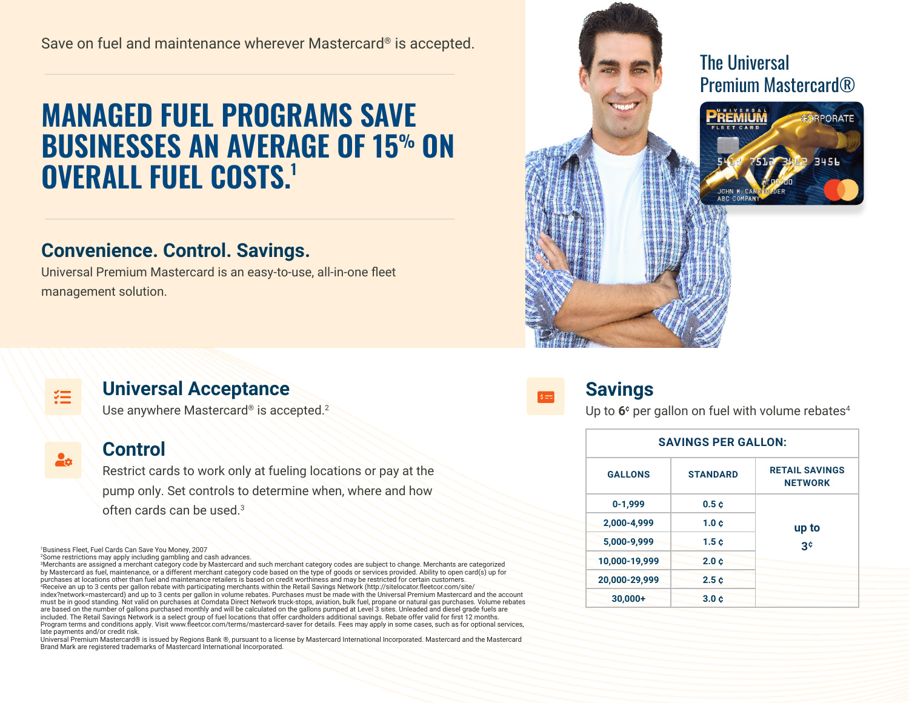Save on fuel and maintenance wherever Mastercard® is accepted.

# MANAGED FUEL PROGRAMS SAVE BUSINESSES AN AVERAGE OF 15% ON OVERALL FUEL COSTS.[1]

## Convenience. Control. Savings.

Universal Premium Mastercard is an easy-to-use, all-in-one fleet management solution.

The Universal Premium Mastercard®

## Universal Acceptance

Use anywhere Mastercard® is accepted.[2]

## Control

Restrict cards to work only at fueling locations or pay at the pump only. Set controls to determine when, where and how often cards can be used.[3]

## Savings

Up to **6¢** per gallon on fuel with volume rebates[4]

| SAVINGS PER GALLON: | | |
|---|---|---|
| GALLONS | STANDARD | RETAIL SAVINGS NETWORK |
| 0-1,999 | 0.5 ¢ | up to 3¢ |
| 2,000-4,999 | 1.0 ¢ | |
| 5,000-9,999 | 1.5 ¢ | |
| 10,000-19,999 | 2.0 ¢ | |
| 20,000-29,999 | 2.5 ¢ | |
| 30,000+ | 3.0 ¢ | |

[1]Business Fleet, Fuel Cards Can Save You Money, 2007
[2]Some restrictions may apply including gambling and cash advances.
[3]Merchants are assigned a merchant category code by Mastercard and such merchant category codes are subject to change. Merchants are categorized by Mastercard as fuel, maintenance, or a different merchant category code based on the type of goods or services provided. Ability to open card(s) up for purchases at locations other than fuel and maintenance retailers is based on credit worthiness and may be restricted for certain customers.
[4]Receive an up to 3 cents per gallon rebate with participating merchants within the Retail Savings Network (http://sitelocator.fleetcor.com/site/index?network=mastercard) and up to 3 cents per gallon in volume rebates. Purchases must be made with the Universal Premium Mastercard and the account must be in good standing. Not valid on purchases at Comdata Direct Network truck-stops, aviation, bulk fuel, propane or natural gas purchases. Volume rebates are based on the number of gallons purchased monthly and will be calculated on the gallons pumped at Level 3 sites. Unleaded and diesel grade fuels are included. The Retail Savings Network is a select group of fuel locations that offer cardholders additional savings. Rebate offer valid for first 12 months. Program terms and conditions apply. Visit www.fleetcor.com/terms/mastercard-saver for details. Fees may apply in some cases, such as for optional services, late payments and/or credit risk.
Universal Premium Mastercard® is issued by Regions Bank ®, pursuant to a license by Mastercard International Incorporated. Mastercard and the Mastercard Brand Mark are registered trademarks of Mastercard International Incorporated.